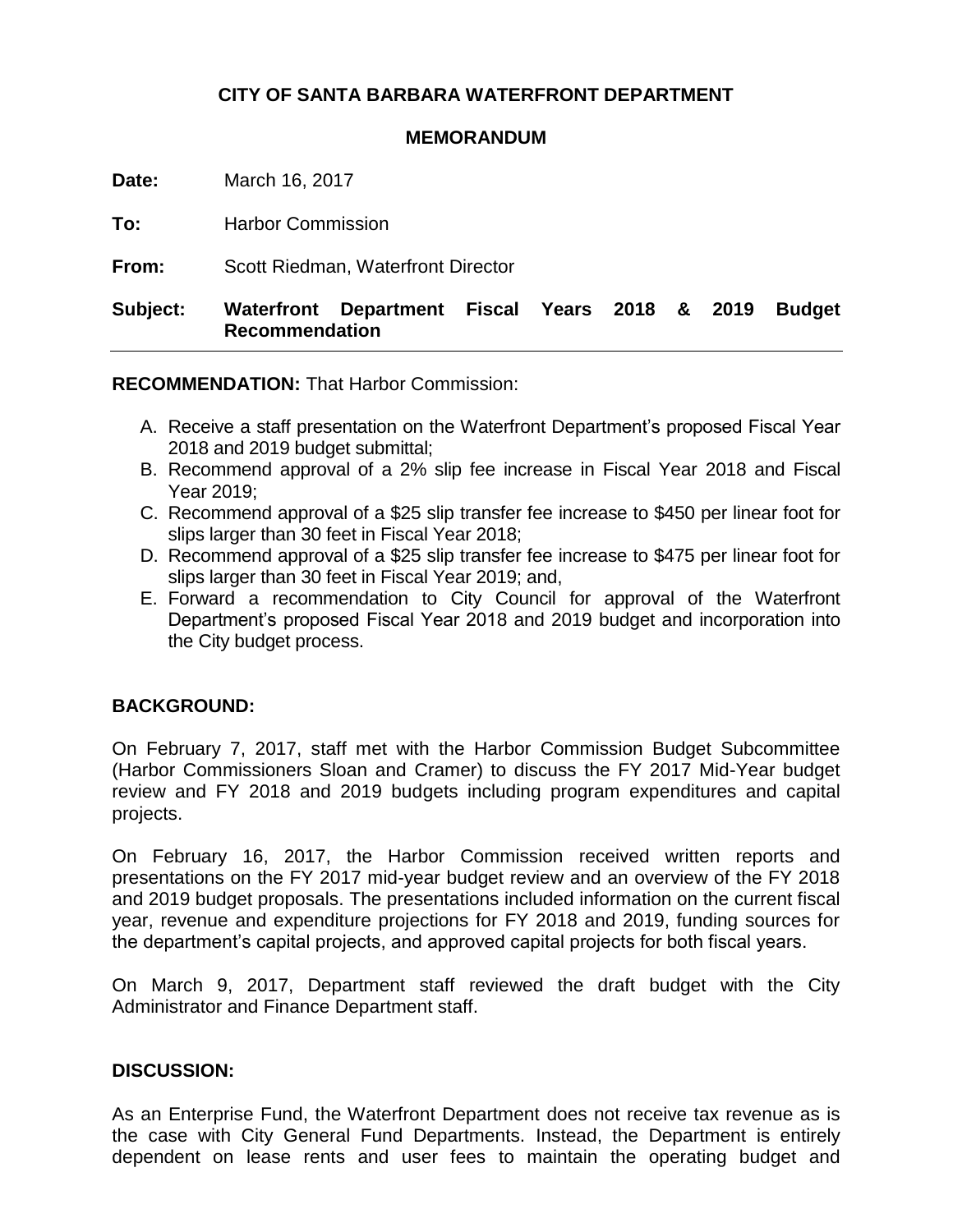**CITY OF SANTA BARBARA WATERFRONT DEPARTMENT**

**MEMORANDUM**

**Date:** March 16, 2017

**To:** Harbor Commission

**From:** Scott Riedman, Waterfront Director

**Subject:** **Waterfront Department Fiscal Years 2018 & 2019 Budget Recommendation**

---

**RECOMMENDATION:** That Harbor Commission:

A. Receive a staff presentation on the Waterfront Department's proposed Fiscal Year 2018 and 2019 budget submittal;
B. Recommend approval of a 2% slip fee increase in Fiscal Year 2018 and Fiscal Year 2019;
C. Recommend approval of a $25 slip transfer fee increase to $450 per linear foot for slips larger than 30 feet in Fiscal Year 2018;
D. Recommend approval of a $25 slip transfer fee increase to $475 per linear foot for slips larger than 30 feet in Fiscal Year 2019; and,
E. Forward a recommendation to City Council for approval of the Waterfront Department's proposed Fiscal Year 2018 and 2019 budget and incorporation into the City budget process.

## BACKGROUND:

On February 7, 2017, staff met with the Harbor Commission Budget Subcommittee (Harbor Commissioners Sloan and Cramer) to discuss the FY 2017 Mid-Year budget review and FY 2018 and 2019 budgets including program expenditures and capital projects.

On February 16, 2017, the Harbor Commission received written reports and presentations on the FY 2017 mid-year budget review and an overview of the FY 2018 and 2019 budget proposals. The presentations included information on the current fiscal year, revenue and expenditure projections for FY 2018 and 2019, funding sources for the department's capital projects, and approved capital projects for both fiscal years.

On March 9, 2017, Department staff reviewed the draft budget with the City Administrator and Finance Department staff.

## DISCUSSION:

As an Enterprise Fund, the Waterfront Department does not receive tax revenue as is the case with City General Fund Departments. Instead, the Department is entirely dependent on lease rents and user fees to maintain the operating budget and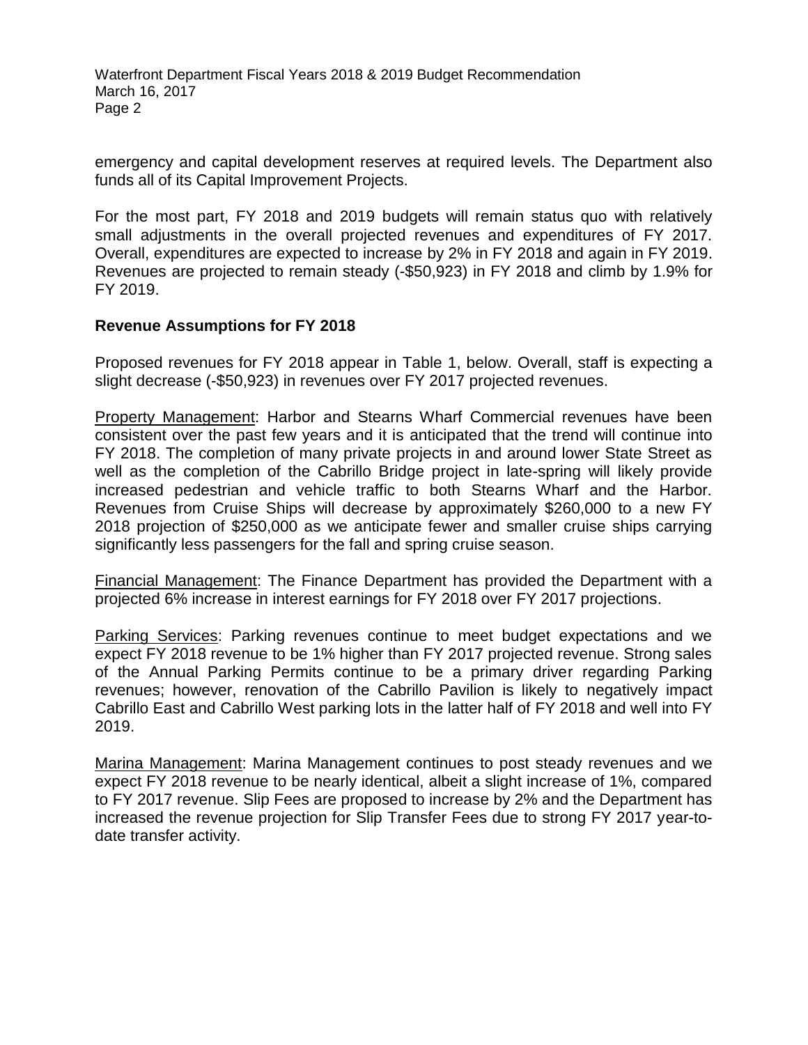emergency and capital development reserves at required levels. The Department also funds all of its Capital Improvement Projects.

For the most part, FY 2018 and 2019 budgets will remain status quo with relatively small adjustments in the overall projected revenues and expenditures of FY 2017. Overall, expenditures are expected to increase by 2% in FY 2018 and again in FY 2019. Revenues are projected to remain steady (-$50,923) in FY 2018 and climb by 1.9% for FY 2019.

## Revenue Assumptions for FY 2018

Proposed revenues for FY 2018 appear in Table 1, below. Overall, staff is expecting a slight decrease (-$50,923) in revenues over FY 2017 projected revenues.

Property Management: Harbor and Stearns Wharf Commercial revenues have been consistent over the past few years and it is anticipated that the trend will continue into FY 2018. The completion of many private projects in and around lower State Street as well as the completion of the Cabrillo Bridge project in late-spring will likely provide increased pedestrian and vehicle traffic to both Stearns Wharf and the Harbor. Revenues from Cruise Ships will decrease by approximately $260,000 to a new FY 2018 projection of $250,000 as we anticipate fewer and smaller cruise ships carrying significantly less passengers for the fall and spring cruise season.

Financial Management: The Finance Department has provided the Department with a projected 6% increase in interest earnings for FY 2018 over FY 2017 projections.

Parking Services: Parking revenues continue to meet budget expectations and we expect FY 2018 revenue to be 1% higher than FY 2017 projected revenue. Strong sales of the Annual Parking Permits continue to be a primary driver regarding Parking revenues; however, renovation of the Cabrillo Pavilion is likely to negatively impact Cabrillo East and Cabrillo West parking lots in the latter half of FY 2018 and well into FY 2019.

Marina Management: Marina Management continues to post steady revenues and we expect FY 2018 revenue to be nearly identical, albeit a slight increase of 1%, compared to FY 2017 revenue. Slip Fees are proposed to increase by 2% and the Department has increased the revenue projection for Slip Transfer Fees due to strong FY 2017 year-to-date transfer activity.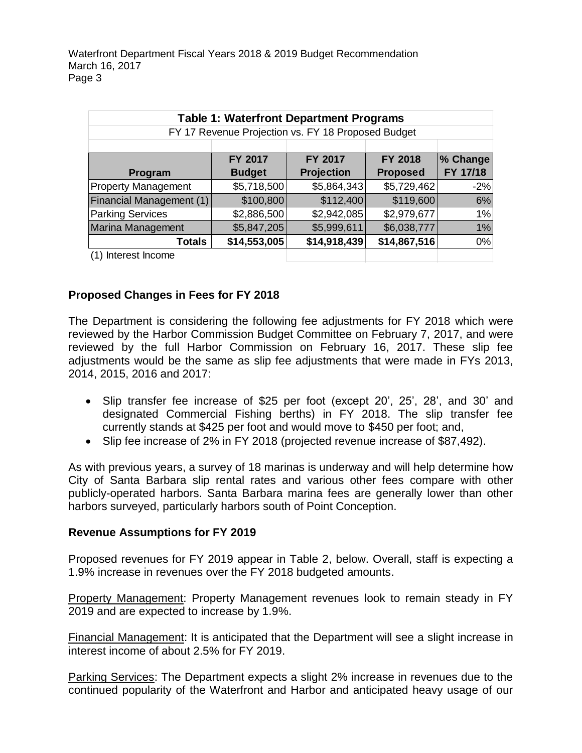| Table 1: Waterfront Department Programs | | | | |
|---|---|---|---|---|
| FY 17 Revenue Projection vs. FY 18 Proposed Budget | | | | |
| **Program** | **FY 2017 Budget** | **FY 2017 Projection** | **FY 2018 Proposed** | **% Change FY 17/18** |
| Property Management | $5,718,500 | $5,864,343 | $5,729,462 | -2% |
| Financial Management (1) | $100,800 | $112,400 | $119,600 | 6% |
| Parking Services | $2,886,500 | $2,942,085 | $2,979,677 | 1% |
| Marina Management | $5,847,205 | $5,999,611 | $6,038,777 | 1% |
| **Totals** | **$14,553,005** | **$14,918,439** | **$14,867,516** | 0% |

(1) Interest Income

## Proposed Changes in Fees for FY 2018

The Department is considering the following fee adjustments for FY 2018 which were reviewed by the Harbor Commission Budget Committee on February 7, 2017, and were reviewed by the full Harbor Commission on February 16, 2017. These slip fee adjustments would be the same as slip fee adjustments that were made in FYs 2013, 2014, 2015, 2016 and 2017:

- Slip transfer fee increase of $25 per foot (except 20', 25', 28', and 30' and designated Commercial Fishing berths) in FY 2018. The slip transfer fee currently stands at $425 per foot and would move to $450 per foot; and,
- Slip fee increase of 2% in FY 2018 (projected revenue increase of $87,492).

As with previous years, a survey of 18 marinas is underway and will help determine how City of Santa Barbara slip rental rates and various other fees compare with other publicly-operated harbors. Santa Barbara marina fees are generally lower than other harbors surveyed, particularly harbors south of Point Conception.

## Revenue Assumptions for FY 2019

Proposed revenues for FY 2019 appear in Table 2, below. Overall, staff is expecting a 1.9% increase in revenues over the FY 2018 budgeted amounts.

Property Management: Property Management revenues look to remain steady in FY 2019 and are expected to increase by 1.9%.

Financial Management: It is anticipated that the Department will see a slight increase in interest income of about 2.5% for FY 2019.

Parking Services: The Department expects a slight 2% increase in revenues due to the continued popularity of the Waterfront and Harbor and anticipated heavy usage of our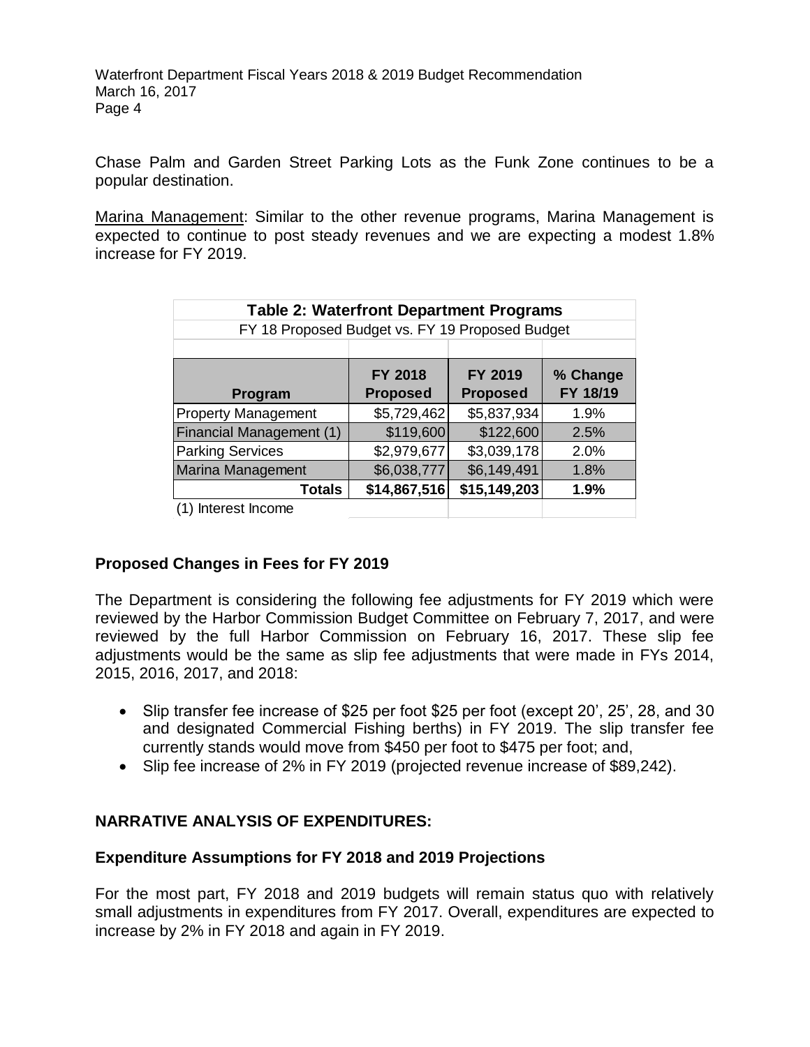Chase Palm and Garden Street Parking Lots as the Funk Zone continues to be a popular destination.

Marina Management: Similar to the other revenue programs, Marina Management is expected to continue to post steady revenues and we are expecting a modest 1.8% increase for FY 2019.

| Table 2: Waterfront Department Programs | | | |
|---|---|---|---|
| FY 18 Proposed Budget vs. FY 19 Proposed Budget | | | |
| **Program** | **FY 2018 Proposed** | **FY 2019 Proposed** | **% Change FY 18/19** |
| Property Management | $5,729,462 | $5,837,934 | 1.9% |
| Financial Management (1) | $119,600 | $122,600 | 2.5% |
| Parking Services | $2,979,677 | $3,039,178 | 2.0% |
| Marina Management | $6,038,777 | $6,149,491 | 1.8% |
| **Totals** | **$14,867,516** | **$15,149,203** | **1.9%** |

(1) Interest Income

### Proposed Changes in Fees for FY 2019

The Department is considering the following fee adjustments for FY 2019 which were reviewed by the Harbor Commission Budget Committee on February 7, 2017, and were reviewed by the full Harbor Commission on February 16, 2017. These slip fee adjustments would be the same as slip fee adjustments that were made in FYs 2014, 2015, 2016, 2017, and 2018:

- Slip transfer fee increase of $25 per foot $25 per foot (except 20', 25', 28, and 30 and designated Commercial Fishing berths) in FY 2019. The slip transfer fee currently stands would move from $450 per foot to $475 per foot; and,
- Slip fee increase of 2% in FY 2019 (projected revenue increase of $89,242).

## NARRATIVE ANALYSIS OF EXPENDITURES:

### Expenditure Assumptions for FY 2018 and 2019 Projections

For the most part, FY 2018 and 2019 budgets will remain status quo with relatively small adjustments in expenditures from FY 2017. Overall, expenditures are expected to increase by 2% in FY 2018 and again in FY 2019.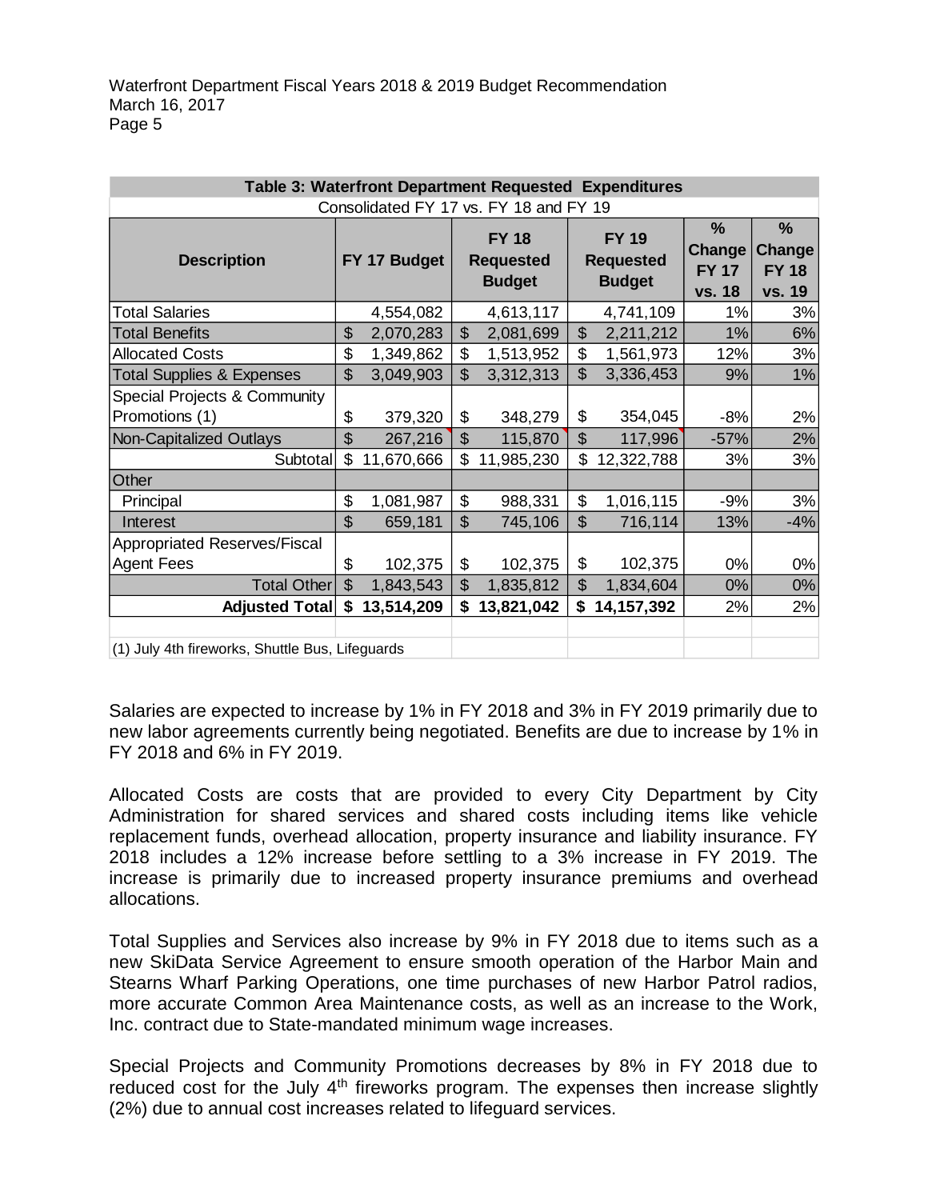**Table 3: Waterfront Department Requested Expenditures**

Consolidated FY 17 vs. FY 18 and FY 19

| Description | FY 17 Budget | FY 18 Requested Budget | FY 19 Requested Budget | % Change FY 17 vs. 18 | % Change FY 18 vs. 19 |
|---|---|---|---|---|---|
| Total Salaries | 4,554,082 | 4,613,117 | 4,741,109 | 1% | 3% |
| Total Benefits | $ 2,070,283 | $ 2,081,699 | $ 2,211,212 | 1% | 6% |
| Allocated Costs | $ 1,349,862 | $ 1,513,952 | $ 1,561,973 | 12% | 3% |
| Total Supplies & Expenses | $ 3,049,903 | $ 3,312,313 | $ 3,336,453 | 9% | 1% |
| Special Projects & Community Promotions (1) | $ 379,320 | $ 348,279 | $ 354,045 | -8% | 2% |
| Non-Capitalized Outlays | $ 267,216 | $ 115,870 | $ 117,996 | -57% | 2% |
| Subtotal | $ 11,670,666 | $ 11,985,230 | $ 12,322,788 | 3% | 3% |
| Other | | | | | |
| Principal | $ 1,081,987 | $ 988,331 | $ 1,016,115 | -9% | 3% |
| Interest | $ 659,181 | $ 745,106 | $ 716,114 | 13% | -4% |
| Appropriated Reserves/Fiscal Agent Fees | $ 102,375 | $ 102,375 | $ 102,375 | 0% | 0% |
| Total Other | $ 1,843,543 | $ 1,835,812 | $ 1,834,604 | 0% | 0% |
| **Adjusted Total** | **$ 13,514,209** | **$ 13,821,042** | **$ 14,157,392** | 2% | 2% |

(1) July 4th fireworks, Shuttle Bus, Lifeguards

Salaries are expected to increase by 1% in FY 2018 and 3% in FY 2019 primarily due to new labor agreements currently being negotiated. Benefits are due to increase by 1% in FY 2018 and 6% in FY 2019.

Allocated Costs are costs that are provided to every City Department by City Administration for shared services and shared costs including items like vehicle replacement funds, overhead allocation, property insurance and liability insurance. FY 2018 includes a 12% increase before settling to a 3% increase in FY 2019. The increase is primarily due to increased property insurance premiums and overhead allocations.

Total Supplies and Services also increase by 9% in FY 2018 due to items such as a new SkiData Service Agreement to ensure smooth operation of the Harbor Main and Stearns Wharf Parking Operations, one time purchases of new Harbor Patrol radios, more accurate Common Area Maintenance costs, as well as an increase to the Work, Inc. contract due to State-mandated minimum wage increases.

Special Projects and Community Promotions decreases by 8% in FY 2018 due to reduced cost for the July 4th fireworks program. The expenses then increase slightly (2%) due to annual cost increases related to lifeguard services.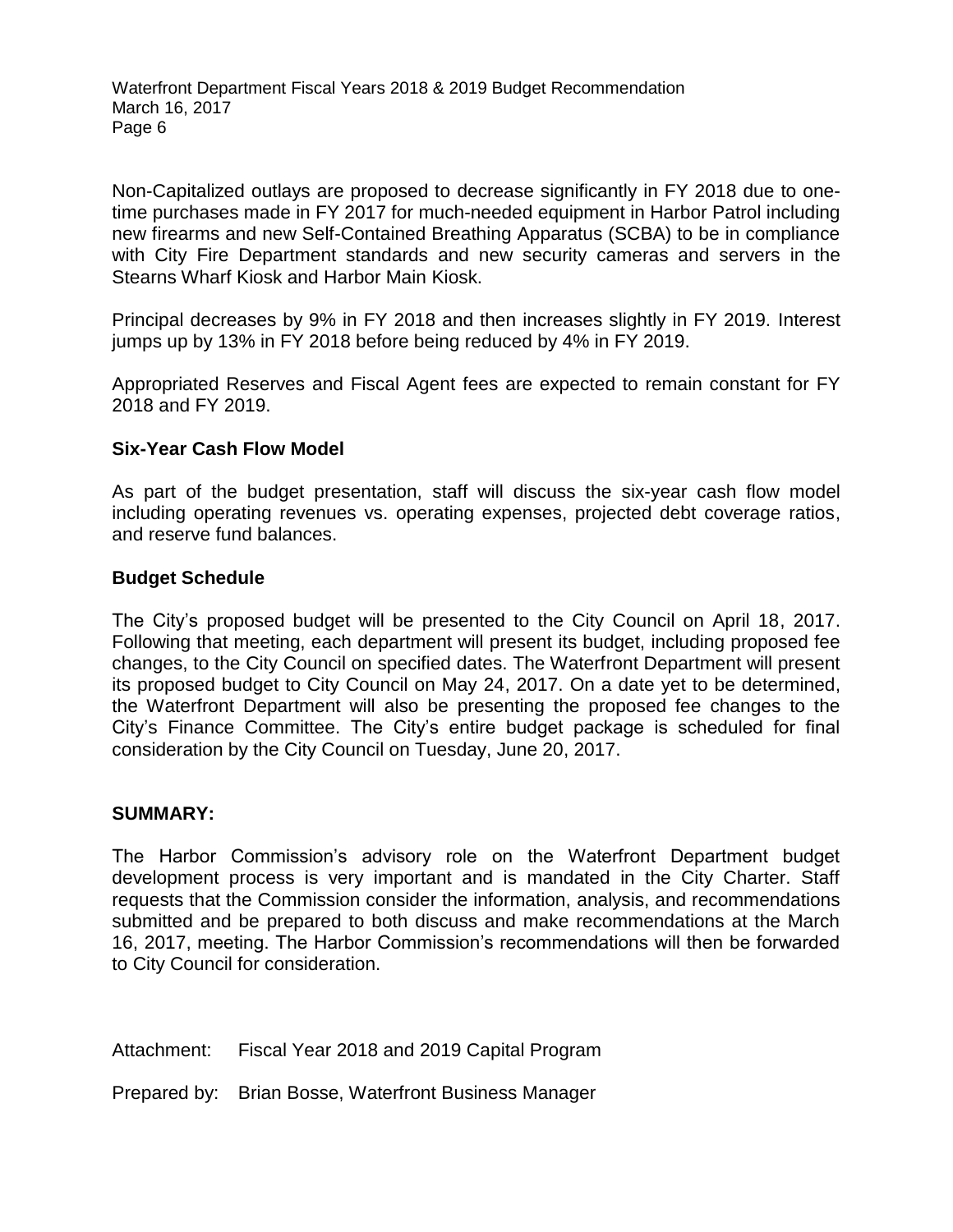Non-Capitalized outlays are proposed to decrease significantly in FY 2018 due to one-time purchases made in FY 2017 for much-needed equipment in Harbor Patrol including new firearms and new Self-Contained Breathing Apparatus (SCBA) to be in compliance with City Fire Department standards and new security cameras and servers in the Stearns Wharf Kiosk and Harbor Main Kiosk.

Principal decreases by 9% in FY 2018 and then increases slightly in FY 2019. Interest jumps up by 13% in FY 2018 before being reduced by 4% in FY 2019.

Appropriated Reserves and Fiscal Agent fees are expected to remain constant for FY 2018 and FY 2019.

**Six-Year Cash Flow Model**

As part of the budget presentation, staff will discuss the six-year cash flow model including operating revenues vs. operating expenses, projected debt coverage ratios, and reserve fund balances.

**Budget Schedule**

The City's proposed budget will be presented to the City Council on April 18, 2017. Following that meeting, each department will present its budget, including proposed fee changes, to the City Council on specified dates. The Waterfront Department will present its proposed budget to City Council on May 24, 2017. On a date yet to be determined, the Waterfront Department will also be presenting the proposed fee changes to the City's Finance Committee. The City's entire budget package is scheduled for final consideration by the City Council on Tuesday, June 20, 2017.

**SUMMARY:**

The Harbor Commission's advisory role on the Waterfront Department budget development process is very important and is mandated in the City Charter. Staff requests that the Commission consider the information, analysis, and recommendations submitted and be prepared to both discuss and make recommendations at the March 16, 2017, meeting. The Harbor Commission's recommendations will then be forwarded to City Council for consideration.

Attachment: Fiscal Year 2018 and 2019 Capital Program

Prepared by: Brian Bosse, Waterfront Business Manager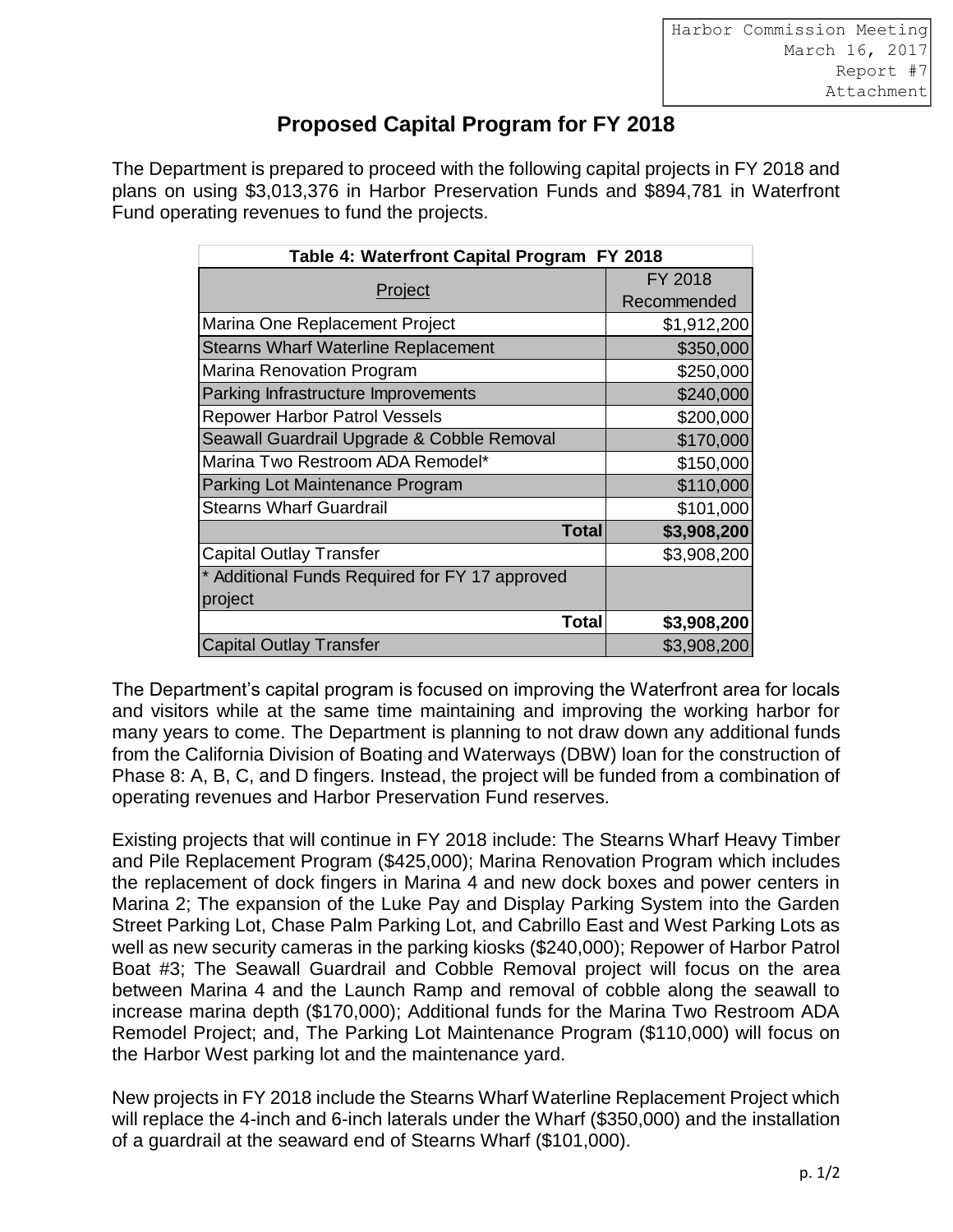Harbor Commission Meeting
March 16, 2017
Report #7
Attachment

# Proposed Capital Program for FY 2018

The Department is prepared to proceed with the following capital projects in FY 2018 and plans on using $3,013,376 in Harbor Preservation Funds and $894,781 in Waterfront Fund operating revenues to fund the projects.

| Table 4: Waterfront Capital Program FY 2018 | |
|---|---|
| Project | FY 2018 Recommended |
| Marina One Replacement Project | $1,912,200 |
| Stearns Wharf Waterline Replacement | $350,000 |
| Marina Renovation Program | $250,000 |
| Parking Infrastructure Improvements | $240,000 |
| Repower Harbor Patrol Vessels | $200,000 |
| Seawall Guardrail Upgrade & Cobble Removal | $170,000 |
| Marina Two Restroom ADA Remodel* | $150,000 |
| Parking Lot Maintenance Program | $110,000 |
| Stearns Wharf Guardrail | $101,000 |
| **Total** | **$3,908,200** |
| Capital Outlay Transfer | $3,908,200 |
| * Additional Funds Required for FY 17 approved project | |
| **Total** | **$3,908,200** |
| Capital Outlay Transfer | $3,908,200 |

The Department's capital program is focused on improving the Waterfront area for locals and visitors while at the same time maintaining and improving the working harbor for many years to come. The Department is planning to not draw down any additional funds from the California Division of Boating and Waterways (DBW) loan for the construction of Phase 8: A, B, C, and D fingers. Instead, the project will be funded from a combination of operating revenues and Harbor Preservation Fund reserves.

Existing projects that will continue in FY 2018 include: The Stearns Wharf Heavy Timber and Pile Replacement Program ($425,000); Marina Renovation Program which includes the replacement of dock fingers in Marina 4 and new dock boxes and power centers in Marina 2; The expansion of the Luke Pay and Display Parking System into the Garden Street Parking Lot, Chase Palm Parking Lot, and Cabrillo East and West Parking Lots as well as new security cameras in the parking kiosks ($240,000); Repower of Harbor Patrol Boat #3; The Seawall Guardrail and Cobble Removal project will focus on the area between Marina 4 and the Launch Ramp and removal of cobble along the seawall to increase marina depth ($170,000); Additional funds for the Marina Two Restroom ADA Remodel Project; and, The Parking Lot Maintenance Program ($110,000) will focus on the Harbor West parking lot and the maintenance yard.

New projects in FY 2018 include the Stearns Wharf Waterline Replacement Project which will replace the 4-inch and 6-inch laterals under the Wharf ($350,000) and the installation of a guardrail at the seaward end of Stearns Wharf ($101,000).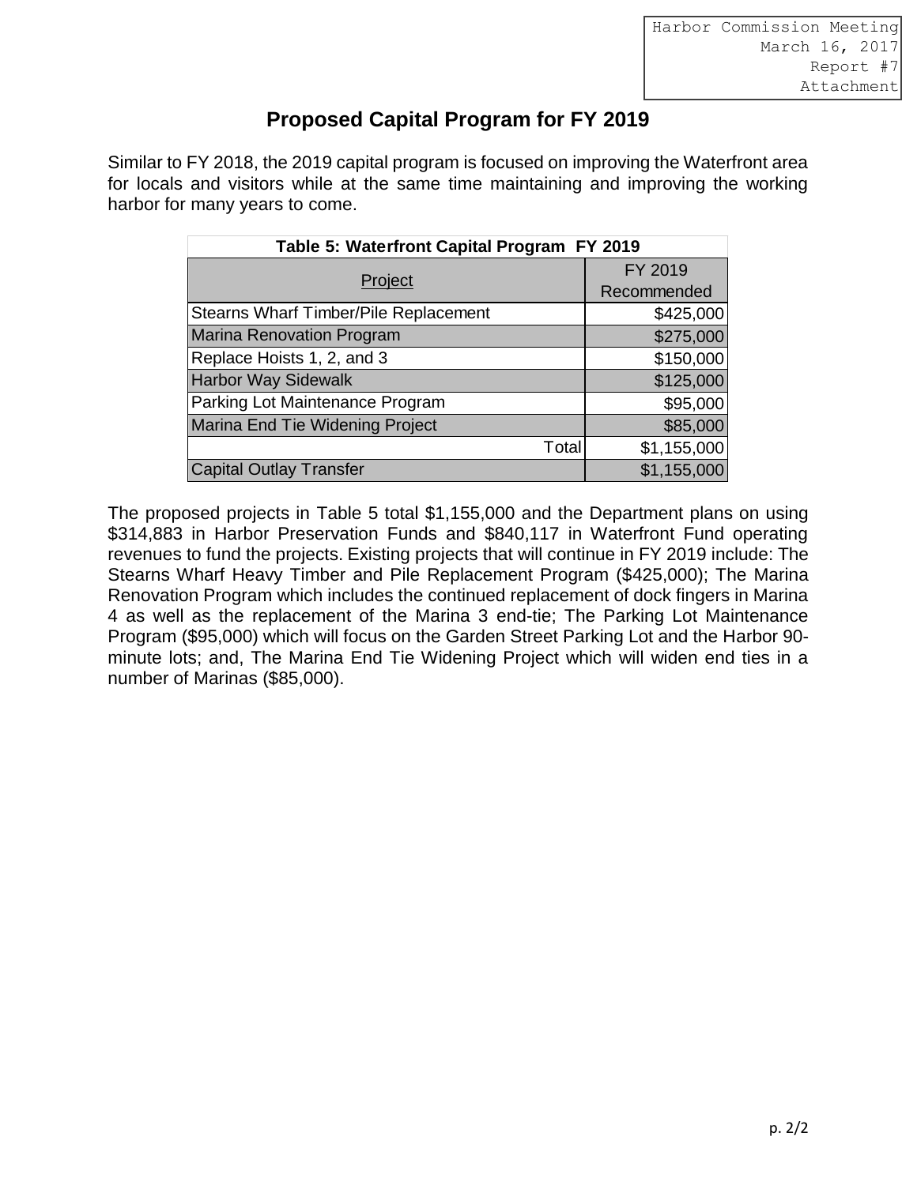Harbor Commission Meeting
March 16, 2017
Report #7
Attachment

# Proposed Capital Program for FY 2019

Similar to FY 2018, the 2019 capital program is focused on improving the Waterfront area for locals and visitors while at the same time maintaining and improving the working harbor for many years to come.

**Table 5: Waterfront Capital Program FY 2019**

| Project | FY 2019 Recommended |
|---|---|
| Stearns Wharf Timber/Pile Replacement | $425,000 |
| Marina Renovation Program | $275,000 |
| Replace Hoists 1, 2, and 3 | $150,000 |
| Harbor Way Sidewalk | $125,000 |
| Parking Lot Maintenance Program | $95,000 |
| Marina End Tie Widening Project | $85,000 |
| Total | $1,155,000 |
| Capital Outlay Transfer | $1,155,000 |

The proposed projects in Table 5 total $1,155,000 and the Department plans on using $314,883 in Harbor Preservation Funds and $840,117 in Waterfront Fund operating revenues to fund the projects. Existing projects that will continue in FY 2019 include: The Stearns Wharf Heavy Timber and Pile Replacement Program ($425,000); The Marina Renovation Program which includes the continued replacement of dock fingers in Marina 4 as well as the replacement of the Marina 3 end-tie; The Parking Lot Maintenance Program ($95,000) which will focus on the Garden Street Parking Lot and the Harbor 90-minute lots; and, The Marina End Tie Widening Project which will widen end ties in a number of Marinas ($85,000).